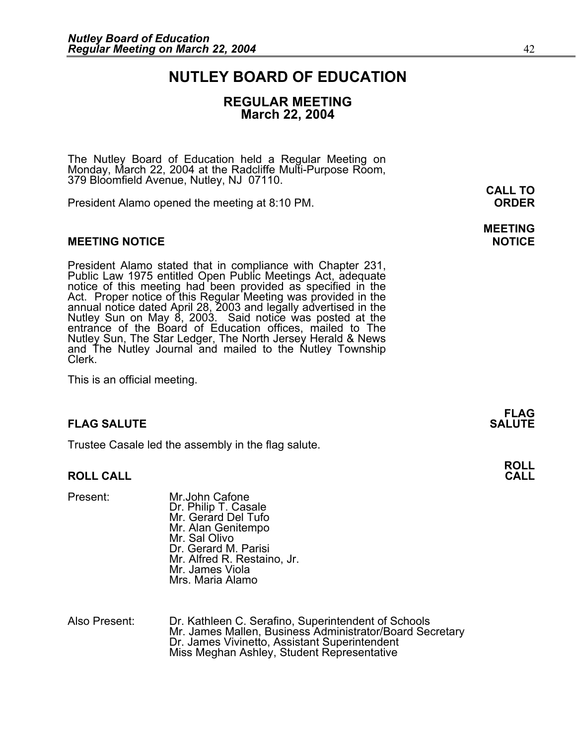# NUTLEY BOARD OF EDUCATION

## REGULAR MEETING
## March 22, 2004

The Nutley Board of Education held a Regular Meeting on Monday, March 22, 2004 at the Radcliffe Multi-Purpose Room, 379 Bloomfield Avenue, Nutley, NJ 07110.

**CALL TO ORDER**

President Alamo opened the meeting at 8:10 PM.

**MEETING NOTICE**

President Alamo stated that in compliance with Chapter 231, Public Law 1975 entitled Open Public Meetings Act, adequate notice of this meeting had been provided as specified in the Act. Proper notice of this Regular Meeting was provided in the annual notice dated April 28, 2003 and legally advertised in the Nutley Sun on May 8, 2003. Said notice was posted at the entrance of the Board of Education offices, mailed to The Nutley Sun, The Star Ledger, The North Jersey Herald & News and The Nutley Journal and mailed to the Nutley Township Clerk.

This is an official meeting.

**FLAG SALUTE**

Trustee Casale led the assembly in the flag salute.

**ROLL CALL**

Present:
- Mr.John Cafone
- Dr. Philip T. Casale
- Mr. Gerard Del Tufo
- Mr. Alan Genitempo
- Mr. Sal Olivo
- Dr. Gerard M. Parisi
- Mr. Alfred R. Restaino, Jr.
- Mr. James Viola
- Mrs. Maria Alamo

Also Present:
- Dr. Kathleen C. Serafino, Superintendent of Schools
- Mr. James Mallen, Business Administrator/Board Secretary
- Dr. James Vivinetto, Assistant Superintendent
- Miss Meghan Ashley, Student Representative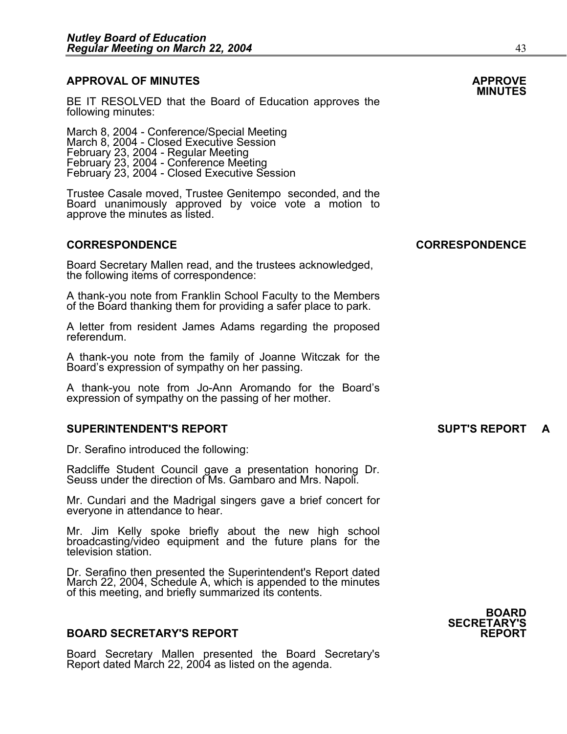## APPROVAL OF MINUTES

**APPROVE MINUTES**

BE IT RESOLVED that the Board of Education approves the following minutes:

March 8, 2004 - Conference/Special Meeting
March 8, 2004 - Closed Executive Session
February 23, 2004 - Regular Meeting
February 23, 2004 - Conference Meeting
February 23, 2004 - Closed Executive Session

Trustee Casale moved, Trustee Genitempo seconded, and the Board unanimously approved by voice vote a motion to approve the minutes as listed.

## CORRESPONDENCE

**CORRESPONDENCE**

Board Secretary Mallen read, and the trustees acknowledged, the following items of correspondence:

A thank-you note from Franklin School Faculty to the Members of the Board thanking them for providing a safer place to park.

A letter from resident James Adams regarding the proposed referendum.

A thank-you note from the family of Joanne Witczak for the Board's expression of sympathy on her passing.

A thank-you note from Jo-Ann Aromando for the Board's expression of sympathy on the passing of her mother.

## SUPERINTENDENT'S REPORT

**SUPT'S REPORT A**

Dr. Serafino introduced the following:

Radcliffe Student Council gave a presentation honoring Dr. Seuss under the direction of Ms. Gambaro and Mrs. Napoli.

Mr. Cundari and the Madrigal singers gave a brief concert for everyone in attendance to hear.

Mr. Jim Kelly spoke briefly about the new high school broadcasting/video equipment and the future plans for the television station.

Dr. Serafino then presented the Superintendent's Report dated March 22, 2004, Schedule A, which is appended to the minutes of this meeting, and briefly summarized its contents.

## BOARD SECRETARY'S REPORT

**BOARD SECRETARY'S REPORT**

Board Secretary Mallen presented the Board Secretary's Report dated March 22, 2004 as listed on the agenda.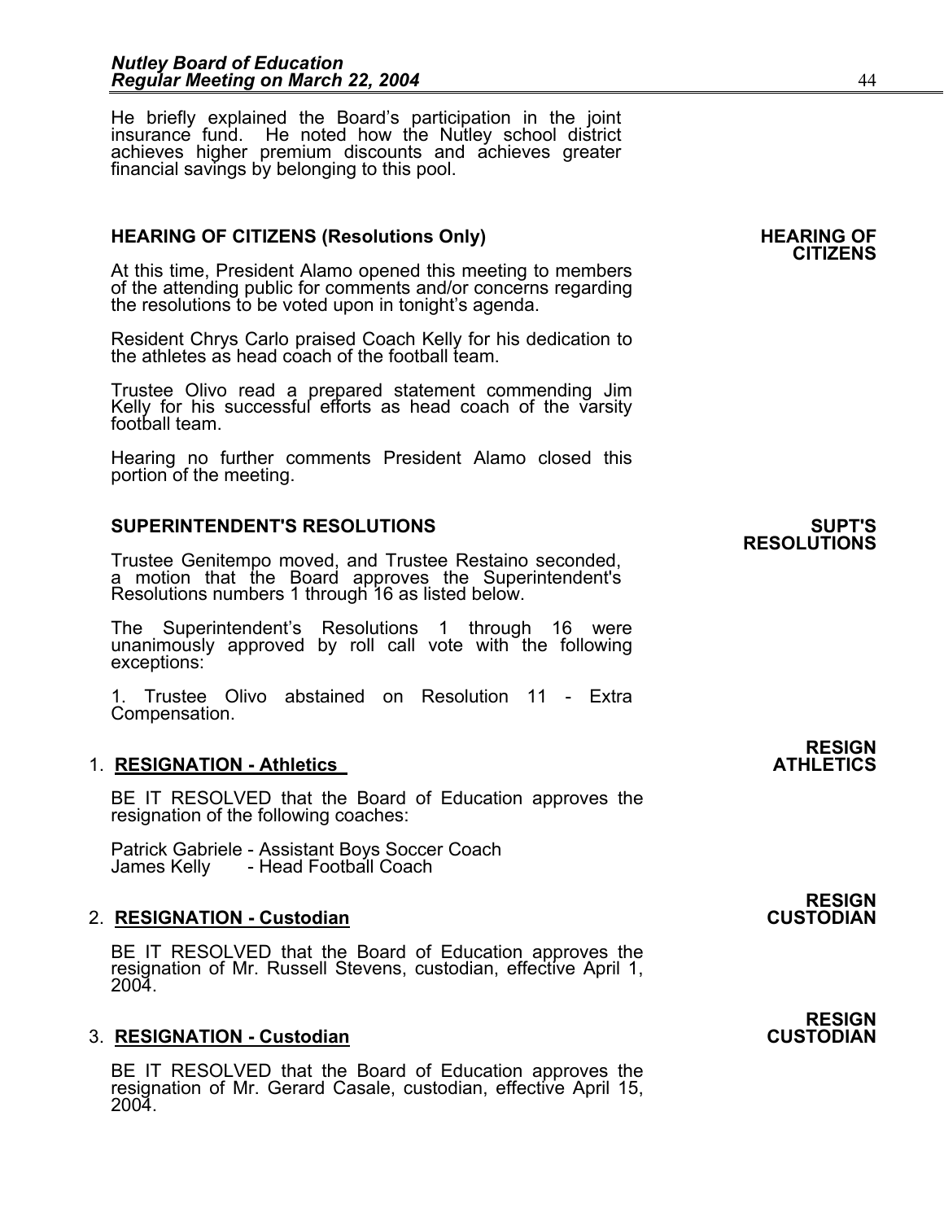He briefly explained the Board's participation in the joint insurance fund. He noted how the Nutley school district achieves higher premium discounts and achieves greater financial savings by belonging to this pool.

## HEARING OF CITIZENS (Resolutions Only)

**HEARING OF CITIZENS**

At this time, President Alamo opened this meeting to members of the attending public for comments and/or concerns regarding the resolutions to be voted upon in tonight's agenda.

Resident Chrys Carlo praised Coach Kelly for his dedication to the athletes as head coach of the football team.

Trustee Olivo read a prepared statement commending Jim Kelly for his successful efforts as head coach of the varsity football team.

Hearing no further comments President Alamo closed this portion of the meeting.

## SUPERINTENDENT'S RESOLUTIONS

**SUPT'S RESOLUTIONS**

Trustee Genitempo moved, and Trustee Restaino seconded, a motion that the Board approves the Superintendent's Resolutions numbers 1 through 16 as listed below.

The Superintendent's Resolutions 1 through 16 were unanimously approved by roll call vote with the following exceptions:

1. Trustee Olivo abstained on Resolution 11 - Extra Compensation.

**RESIGN ATHLETICS**

1. **RESIGNATION - Athletics**

BE IT RESOLVED that the Board of Education approves the resignation of the following coaches:

Patrick Gabriele - Assistant Boys Soccer Coach
James Kelly - Head Football Coach

**RESIGN CUSTODIAN**

2. **RESIGNATION - Custodian**

BE IT RESOLVED that the Board of Education approves the resignation of Mr. Russell Stevens, custodian, effective April 1, 2004.

**RESIGN CUSTODIAN**

3. **RESIGNATION - Custodian**

BE IT RESOLVED that the Board of Education approves the resignation of Mr. Gerard Casale, custodian, effective April 15, 2004.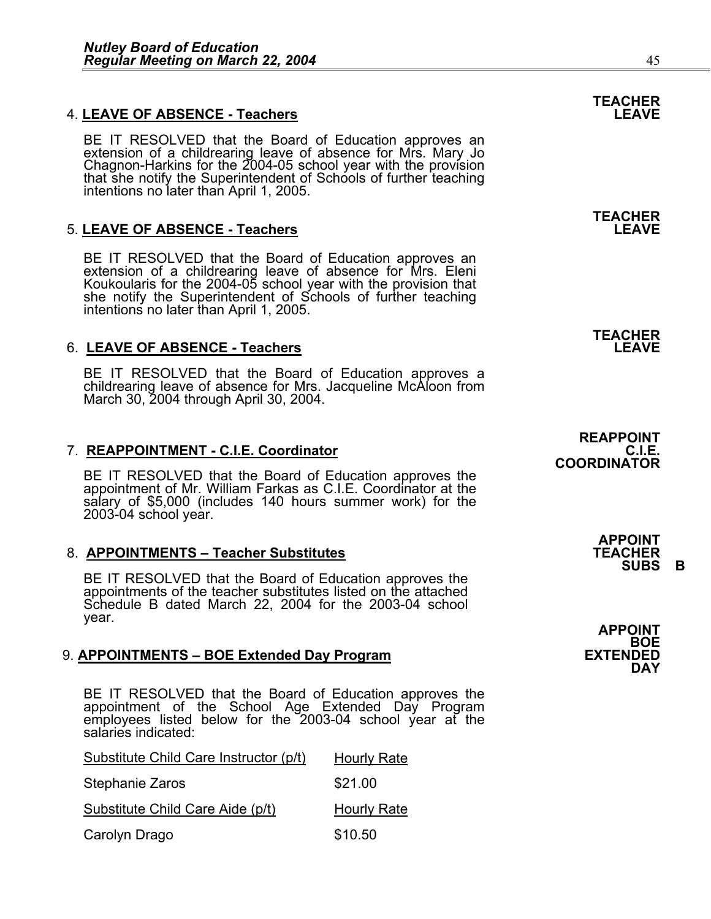4. **LEAVE OF ABSENCE - Teachers** **TEACHER LEAVE**

BE IT RESOLVED that the Board of Education approves an extension of a childrearing leave of absence for Mrs. Mary Jo Chagnon-Harkins for the 2004-05 school year with the provision that she notify the Superintendent of Schools of further teaching intentions no later than April 1, 2005.

5. **LEAVE OF ABSENCE - Teachers** **TEACHER LEAVE**

BE IT RESOLVED that the Board of Education approves an extension of a childrearing leave of absence for Mrs. Eleni Koukoularis for the 2004-05 school year with the provision that she notify the Superintendent of Schools of further teaching intentions no later than April 1, 2005.

6. **LEAVE OF ABSENCE - Teachers** **TEACHER LEAVE**

BE IT RESOLVED that the Board of Education approves a childrearing leave of absence for Mrs. Jacqueline McAloon from March 30, 2004 through April 30, 2004.

7. **REAPPOINTMENT - C.I.E. Coordinator** **REAPPOINT C.I.E. COORDINATOR**

BE IT RESOLVED that the Board of Education approves the appointment of Mr. William Farkas as C.I.E. Coordinator at the salary of $5,000 (includes 140 hours summer work) for the 2003-04 school year.

8. **APPOINTMENTS – Teacher Substitutes** **APPOINT TEACHER SUBS B**

BE IT RESOLVED that the Board of Education approves the appointments of the teacher substitutes listed on the attached Schedule B dated March 22, 2004 for the 2003-04 school year.

9. **APPOINTMENTS – BOE Extended Day Program** **APPOINT BOE EXTENDED DAY**

BE IT RESOLVED that the Board of Education approves the appointment of the School Age Extended Day Program employees listed below for the 2003-04 school year at the salaries indicated:

| Substitute Child Care Instructor (p/t) | Hourly Rate |
|---|---|
| Stephanie Zaros | $21.00 |
| Substitute Child Care Aide (p/t) | Hourly Rate |
| Carolyn Drago | $10.50 |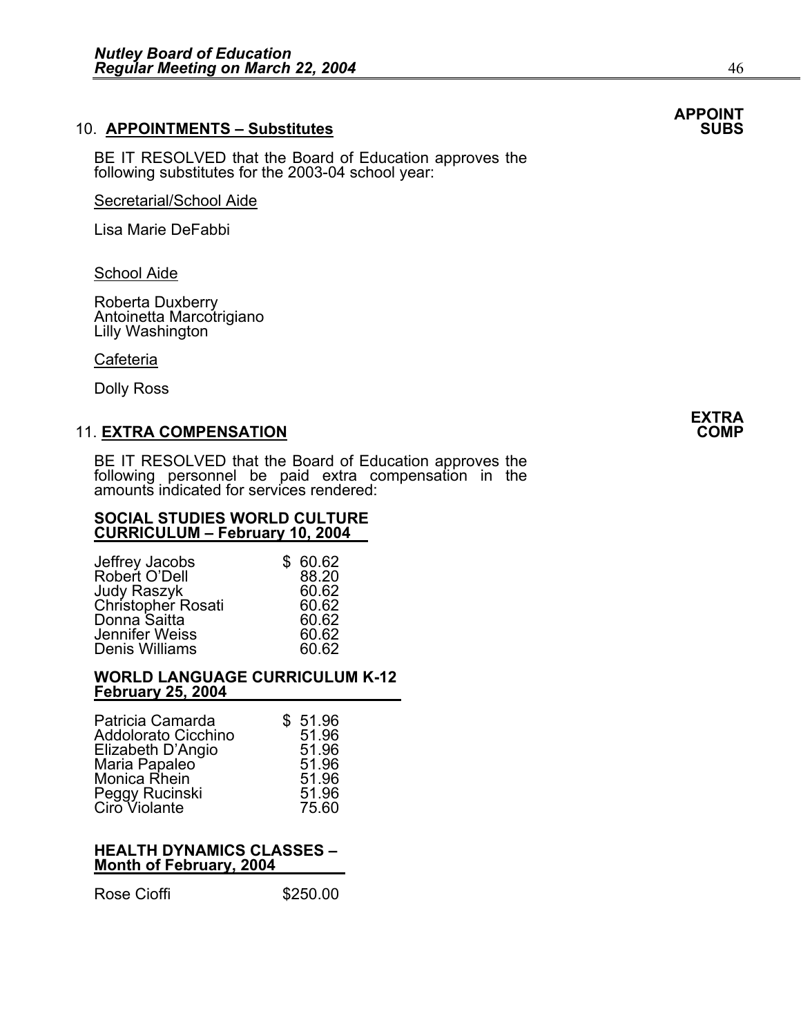**APPOINT SUBS**

10. **APPOINTMENTS – Substitutes**

BE IT RESOLVED that the Board of Education approves the following substitutes for the 2003-04 school year:

Secretarial/School Aide

Lisa Marie DeFabbi

School Aide

Roberta Duxberry
Antoinetta Marcotrigiano
Lilly Washington

Cafeteria

Dolly Ross

**EXTRA COMP**

11. **EXTRA COMPENSATION**

BE IT RESOLVED that the Board of Education approves the following personnel be paid extra compensation in the amounts indicated for services rendered:

**SOCIAL STUDIES WORLD CULTURE CURRICULUM – February 10, 2004**

| | |
|---|---|
| Jeffrey Jacobs | $ 60.62 |
| Robert O'Dell | 88.20 |
| Judy Raszyk | 60.62 |
| Christopher Rosati | 60.62 |
| Donna Saitta | 60.62 |
| Jennifer Weiss | 60.62 |
| Denis Williams | 60.62 |

**WORLD LANGUAGE CURRICULUM K-12 February 25, 2004**

| | |
|---|---|
| Patricia Camarda | $ 51.96 |
| Addolorato Cicchino | 51.96 |
| Elizabeth D'Angio | 51.96 |
| Maria Papaleo | 51.96 |
| Monica Rhein | 51.96 |
| Peggy Rucinski | 51.96 |
| Ciro Violante | 75.60 |

**HEALTH DYNAMICS CLASSES – Month of February, 2004**

| | |
|---|---|
| Rose Cioffi | $250.00 |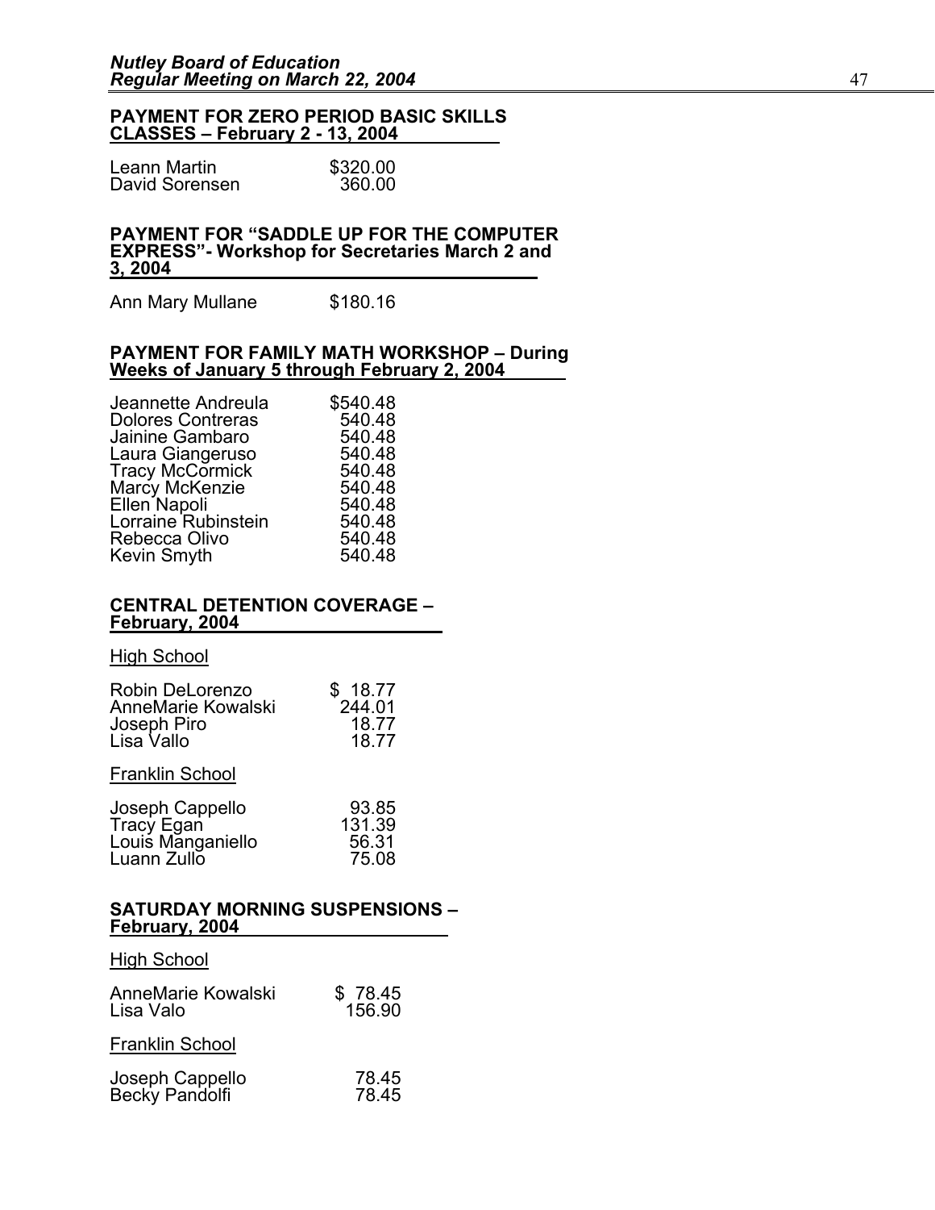**PAYMENT FOR ZERO PERIOD BASIC SKILLS CLASSES – February 2 - 13, 2004**

| | |
|---|---|
| Leann Martin | $320.00 |
| David Sorensen | 360.00 |

**PAYMENT FOR "SADDLE UP FOR THE COMPUTER EXPRESS"- Workshop for Secretaries March 2 and 3, 2004**

| | |
|---|---|
| Ann Mary Mullane | $180.16 |

**PAYMENT FOR FAMILY MATH WORKSHOP – During Weeks of January 5 through February 2, 2004**

| | |
|---|---|
| Jeannette Andreula | $540.48 |
| Dolores Contreras | 540.48 |
| Jainine Gambaro | 540.48 |
| Laura Giangeruso | 540.48 |
| Tracy McCormick | 540.48 |
| Marcy McKenzie | 540.48 |
| Ellen Napoli | 540.48 |
| Lorraine Rubinstein | 540.48 |
| Rebecca Olivo | 540.48 |
| Kevin Smyth | 540.48 |

**CENTRAL DETENTION COVERAGE – February, 2004**

High School

| | |
|---|---|
| Robin DeLorenzo | $ 18.77 |
| AnneMarie Kowalski | 244.01 |
| Joseph Piro | 18.77 |
| Lisa Vallo | 18.77 |

Franklin School

| | |
|---|---|
| Joseph Cappello | 93.85 |
| Tracy Egan | 131.39 |
| Louis Manganiello | 56.31 |
| Luann Zullo | 75.08 |

**SATURDAY MORNING SUSPENSIONS – February, 2004**

High School

| | |
|---|---|
| AnneMarie Kowalski | $ 78.45 |
| Lisa Valo | 156.90 |

Franklin School

| | |
|---|---|
| Joseph Cappello | 78.45 |
| Becky Pandolfi | 78.45 |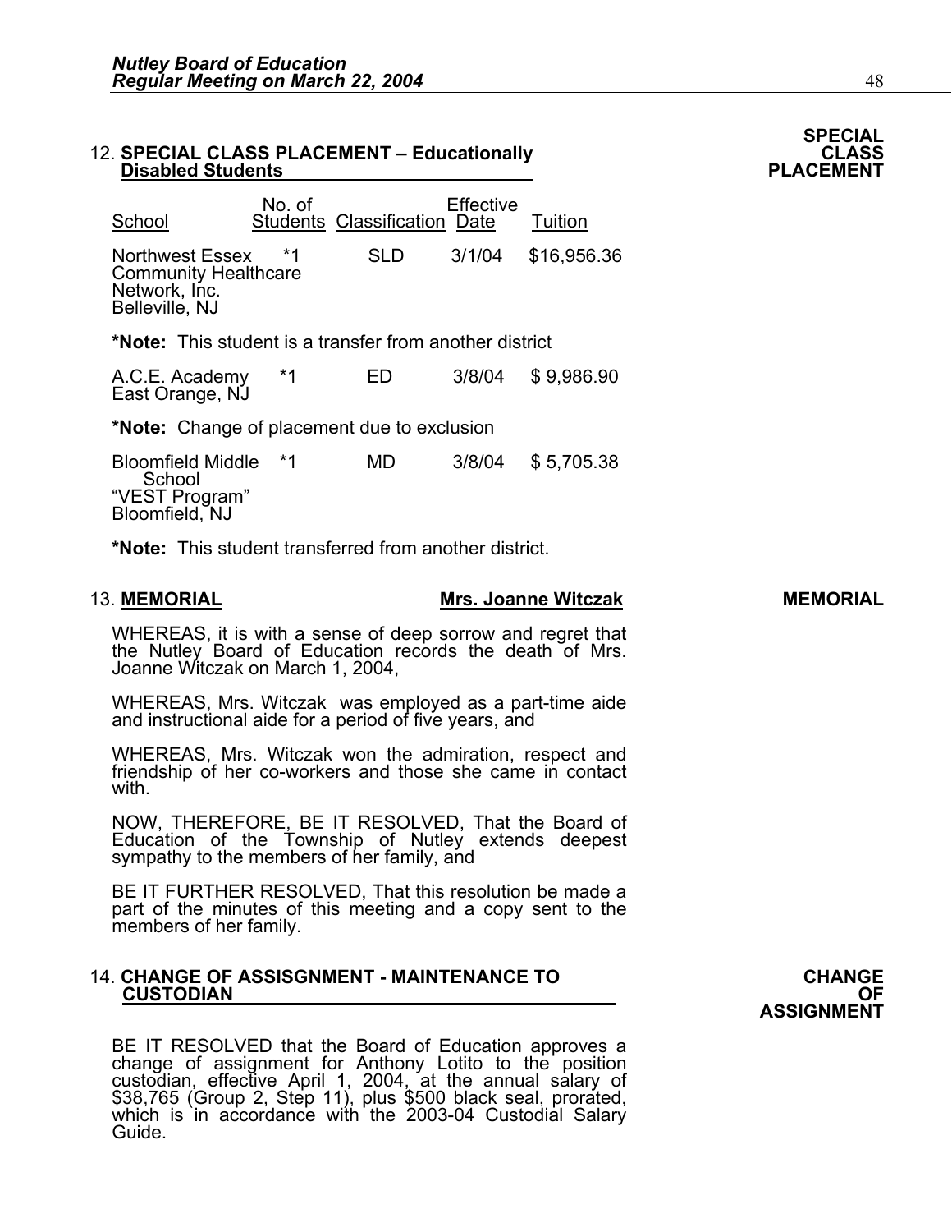### 12. SPECIAL CLASS PLACEMENT – Educationally Disabled Students

**SPECIAL CLASS PLACEMENT**

| School | No. of Students | Classification | Effective Date | Tuition |
|---|---|---|---|---|
| Northwest Essex Community Healthcare Network, Inc. Belleville, NJ | *1 | SLD | 3/1/04 | $16,956.36 |

***Note:** This student is a transfer from another district

| School | No. of Students | Classification | Effective Date | Tuition |
|---|---|---|---|---|
| A.C.E. Academy East Orange, NJ | *1 | ED | 3/8/04 | $ 9,986.90 |

***Note:** Change of placement due to exclusion

| School | No. of Students | Classification | Effective Date | Tuition |
|---|---|---|---|---|
| Bloomfield Middle School "VEST Program" Bloomfield, NJ | *1 | MD | 3/8/04 | $ 5,705.38 |

***Note:** This student transferred from another district.

### 13. MEMORIAL — Mrs. Joanne Witczak

**MEMORIAL**

WHEREAS, it is with a sense of deep sorrow and regret that the Nutley Board of Education records the death of Mrs. Joanne Witczak on March 1, 2004,

WHEREAS, Mrs. Witczak was employed as a part-time aide and instructional aide for a period of five years, and

WHEREAS, Mrs. Witczak won the admiration, respect and friendship of her co-workers and those she came in contact with.

NOW, THEREFORE, BE IT RESOLVED, That the Board of Education of the Township of Nutley extends deepest sympathy to the members of her family, and

BE IT FURTHER RESOLVED, That this resolution be made a part of the minutes of this meeting and a copy sent to the members of her family.

### 14. CHANGE OF ASSISGNMENT - MAINTENANCE TO CUSTODIAN

**CHANGE OF ASSIGNMENT**

BE IT RESOLVED that the Board of Education approves a change of assignment for Anthony Lotito to the position custodian, effective April 1, 2004, at the annual salary of $38,765 (Group 2, Step 11), plus $500 black seal, prorated, which is in accordance with the 2003-04 Custodial Salary Guide.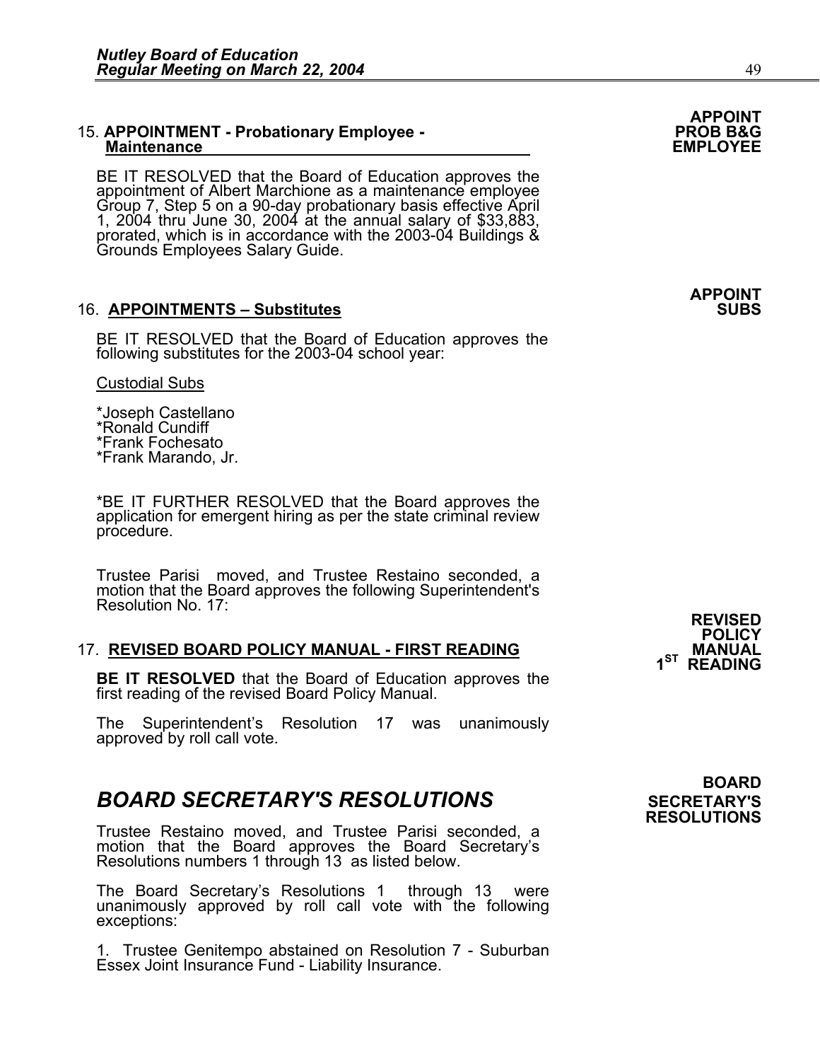**APPOINT PROB B&G EMPLOYEE**

15. **APPOINTMENT - Probationary Employee - Maintenance**

BE IT RESOLVED that the Board of Education approves the appointment of Albert Marchione as a maintenance employee Group 7, Step 5 on a 90-day probationary basis effective April 1, 2004 thru June 30, 2004 at the annual salary of $33,883, prorated, which is in accordance with the 2003-04 Buildings & Grounds Employees Salary Guide.

**APPOINT SUBS**

16. **APPOINTMENTS – Substitutes**

BE IT RESOLVED that the Board of Education approves the following substitutes for the 2003-04 school year:

Custodial Subs

*Joseph Castellano
*Ronald Cundiff
*Frank Fochesato
*Frank Marando, Jr.

*BE IT FURTHER RESOLVED that the Board approves the application for emergent hiring as per the state criminal review procedure.

Trustee Parisi moved, and Trustee Restaino seconded, a motion that the Board approves the following Superintendent's Resolution No. 17:

**REVISED POLICY MANUAL 1ST READING**

17. **REVISED BOARD POLICY MANUAL - FIRST READING**

**BE IT RESOLVED** that the Board of Education approves the first reading of the revised Board Policy Manual.

The Superintendent's Resolution 17 was unanimously approved by roll call vote.

**BOARD SECRETARY'S RESOLUTIONS**

## *BOARD SECRETARY'S RESOLUTIONS*

Trustee Restaino moved, and Trustee Parisi seconded, a motion that the Board approves the Board Secretary's Resolutions numbers 1 through 13 as listed below.

The Board Secretary's Resolutions 1 through 13 were unanimously approved by roll call vote with the following exceptions:

1. Trustee Genitempo abstained on Resolution 7 - Suburban Essex Joint Insurance Fund - Liability Insurance.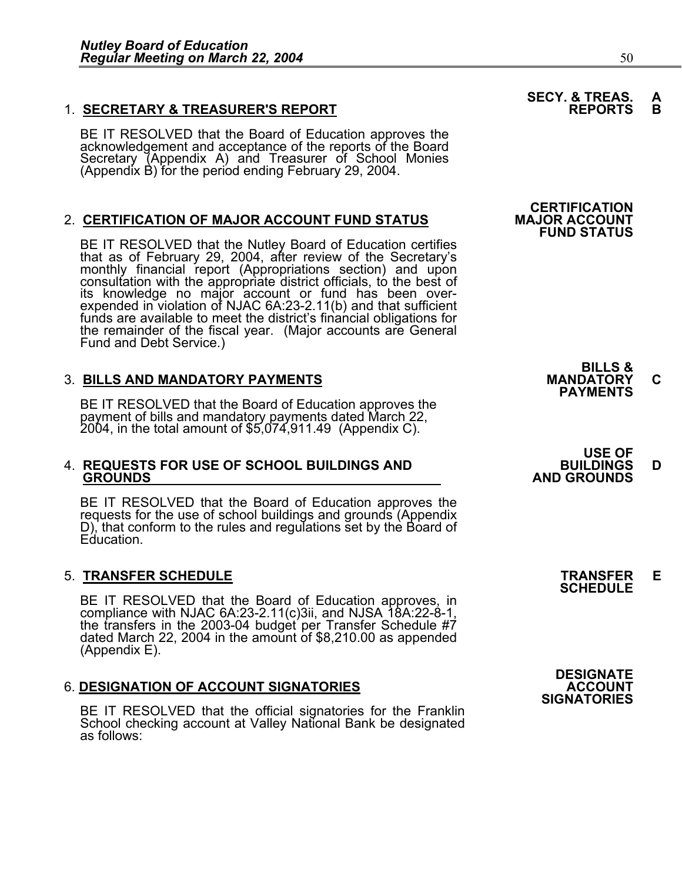1. **SECRETARY & TREASURER'S REPORT**

**SECY. & TREAS. REPORTS A B**

BE IT RESOLVED that the Board of Education approves the acknowledgement and acceptance of the reports of the Board Secretary (Appendix A) and Treasurer of School Monies (Appendix B) for the period ending February 29, 2004.

2. **CERTIFICATION OF MAJOR ACCOUNT FUND STATUS**

**CERTIFICATION MAJOR ACCOUNT FUND STATUS**

BE IT RESOLVED that the Nutley Board of Education certifies that as of February 29, 2004, after review of the Secretary's monthly financial report (Appropriations section) and upon consultation with the appropriate district officials, to the best of its knowledge no major account or fund has been over-expended in violation of NJAC 6A:23-2.11(b) and that sufficient funds are available to meet the district's financial obligations for the remainder of the fiscal year. (Major accounts are General Fund and Debt Service.)

3. **BILLS AND MANDATORY PAYMENTS**

**BILLS & MANDATORY PAYMENTS C**

BE IT RESOLVED that the Board of Education approves the payment of bills and mandatory payments dated March 22, 2004, in the total amount of $5,074,911.49 (Appendix C).

4. **REQUESTS FOR USE OF SCHOOL BUILDINGS AND GROUNDS**

**USE OF BUILDINGS AND GROUNDS D**

BE IT RESOLVED that the Board of Education approves the requests for the use of school buildings and grounds (Appendix D), that conform to the rules and regulations set by the Board of Education.

5. **TRANSFER SCHEDULE**

**TRANSFER SCHEDULE E**

BE IT RESOLVED that the Board of Education approves, in compliance with NJAC 6A:23-2.11(c)3ii, and NJSA 18A:22-8-1, the transfers in the 2003-04 budget per Transfer Schedule #7 dated March 22, 2004 in the amount of $8,210.00 as appended (Appendix E).

6. **DESIGNATION OF ACCOUNT SIGNATORIES**

**DESIGNATE ACCOUNT SIGNATORIES**

BE IT RESOLVED that the official signatories for the Franklin School checking account at Valley National Bank be designated as follows: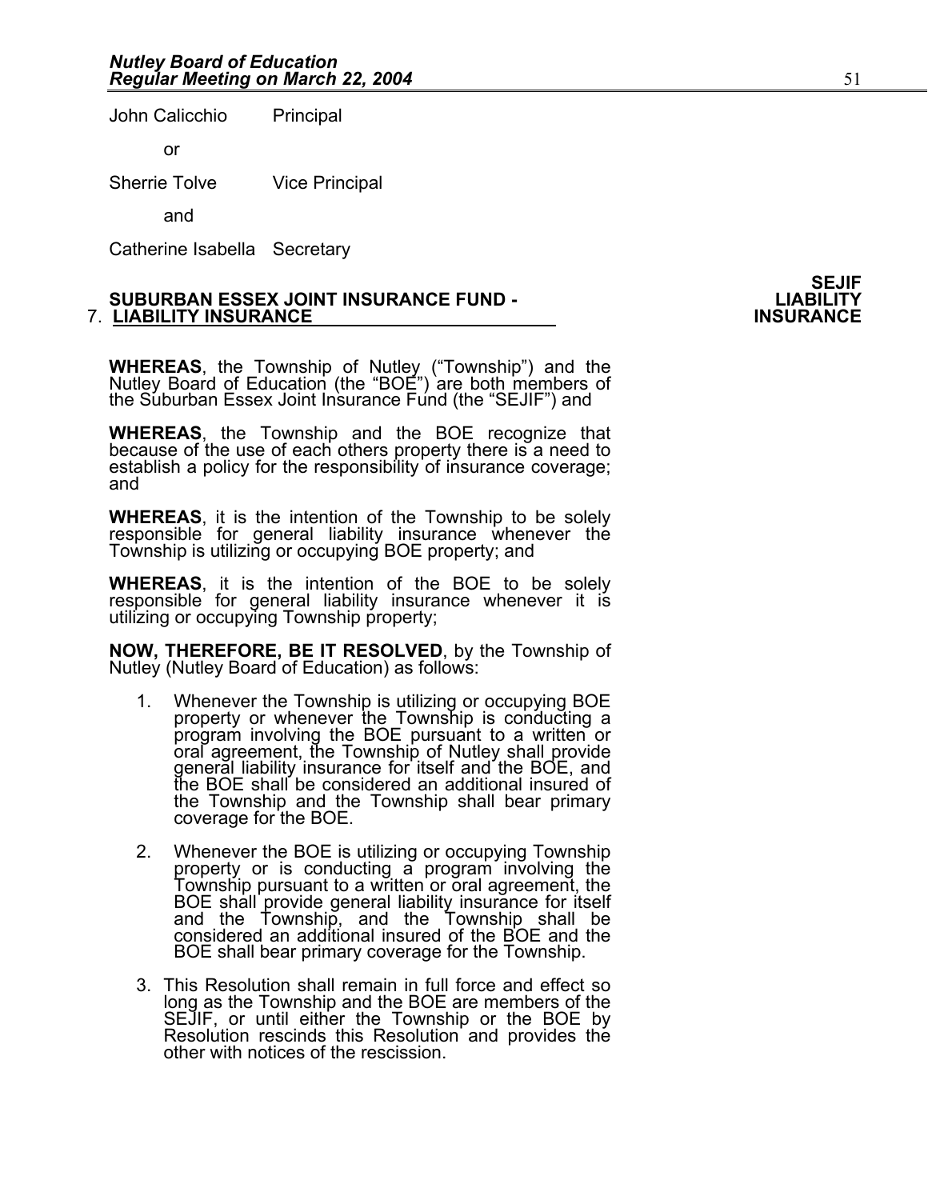John Calicchio Principal

or

Sherrie Tolve Vice Principal

and

Catherine Isabella Secretary

**SEJIF LIABILITY INSURANCE**

7. **SUBURBAN ESSEX JOINT INSURANCE FUND - LIABILITY INSURANCE**

**WHEREAS**, the Township of Nutley ("Township") and the Nutley Board of Education (the "BOE") are both members of the Suburban Essex Joint Insurance Fund (the "SEJIF") and

**WHEREAS**, the Township and the BOE recognize that because of the use of each others property there is a need to establish a policy for the responsibility of insurance coverage; and

**WHEREAS**, it is the intention of the Township to be solely responsible for general liability insurance whenever the Township is utilizing or occupying BOE property; and

**WHEREAS**, it is the intention of the BOE to be solely responsible for general liability insurance whenever it is utilizing or occupying Township property;

**NOW, THEREFORE, BE IT RESOLVED**, by the Township of Nutley (Nutley Board of Education) as follows:

1. Whenever the Township is utilizing or occupying BOE property or whenever the Township is conducting a program involving the BOE pursuant to a written or oral agreement, the Township of Nutley shall provide general liability insurance for itself and the BOE, and the BOE shall be considered an additional insured of the Township and the Township shall bear primary coverage for the BOE.
2. Whenever the BOE is utilizing or occupying Township property or is conducting a program involving the Township pursuant to a written or oral agreement, the BOE shall provide general liability insurance for itself and the Township, and the Township shall be considered an additional insured of the BOE and the BOE shall bear primary coverage for the Township.
3. This Resolution shall remain in full force and effect so long as the Township and the BOE are members of the SEJIF, or until either the Township or the BOE by Resolution rescinds this Resolution and provides the other with notices of the rescission.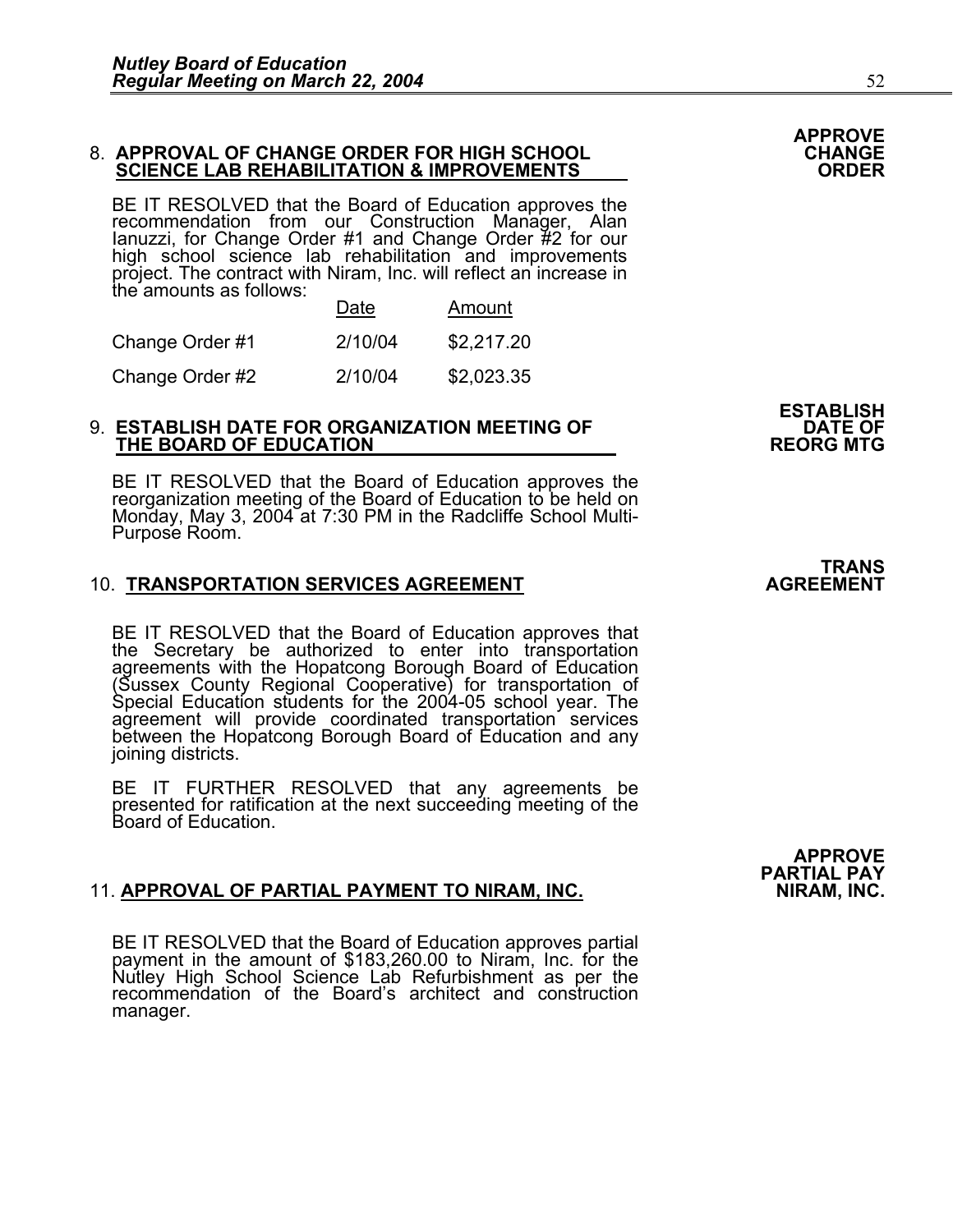**APPROVE CHANGE ORDER**

8. **APPROVAL OF CHANGE ORDER FOR HIGH SCHOOL SCIENCE LAB REHABILITATION & IMPROVEMENTS**

BE IT RESOLVED that the Board of Education approves the recommendation from our Construction Manager, Alan Ianuzzi, for Change Order #1 and Change Order #2 for our high school science lab rehabilitation and improvements project. The contract with Niram, Inc. will reflect an increase in the amounts as follows:

| | Date | Amount |
|---|---|---|
| Change Order #1 | 2/10/04 | $2,217.20 |
| Change Order #2 | 2/10/04 | $2,023.35 |

**ESTABLISH DATE OF REORG MTG**

9. **ESTABLISH DATE FOR ORGANIZATION MEETING OF THE BOARD OF EDUCATION**

BE IT RESOLVED that the Board of Education approves the reorganization meeting of the Board of Education to be held on Monday, May 3, 2004 at 7:30 PM in the Radcliffe School Multi-Purpose Room.

**TRANS AGREEMENT**

10. **TRANSPORTATION SERVICES AGREEMENT**

BE IT RESOLVED that the Board of Education approves that the Secretary be authorized to enter into transportation agreements with the Hopatcong Borough Board of Education (Sussex County Regional Cooperative) for transportation of Special Education students for the 2004-05 school year. The agreement will provide coordinated transportation services between the Hopatcong Borough Board of Education and any joining districts.

BE IT FURTHER RESOLVED that any agreements be presented for ratification at the next succeeding meeting of the Board of Education.

**APPROVE PARTIAL PAY NIRAM, INC.**

11. **APPROVAL OF PARTIAL PAYMENT TO NIRAM, INC.**

BE IT RESOLVED that the Board of Education approves partial payment in the amount of $183,260.00 to Niram, Inc. for the Nutley High School Science Lab Refurbishment as per the recommendation of the Board's architect and construction manager.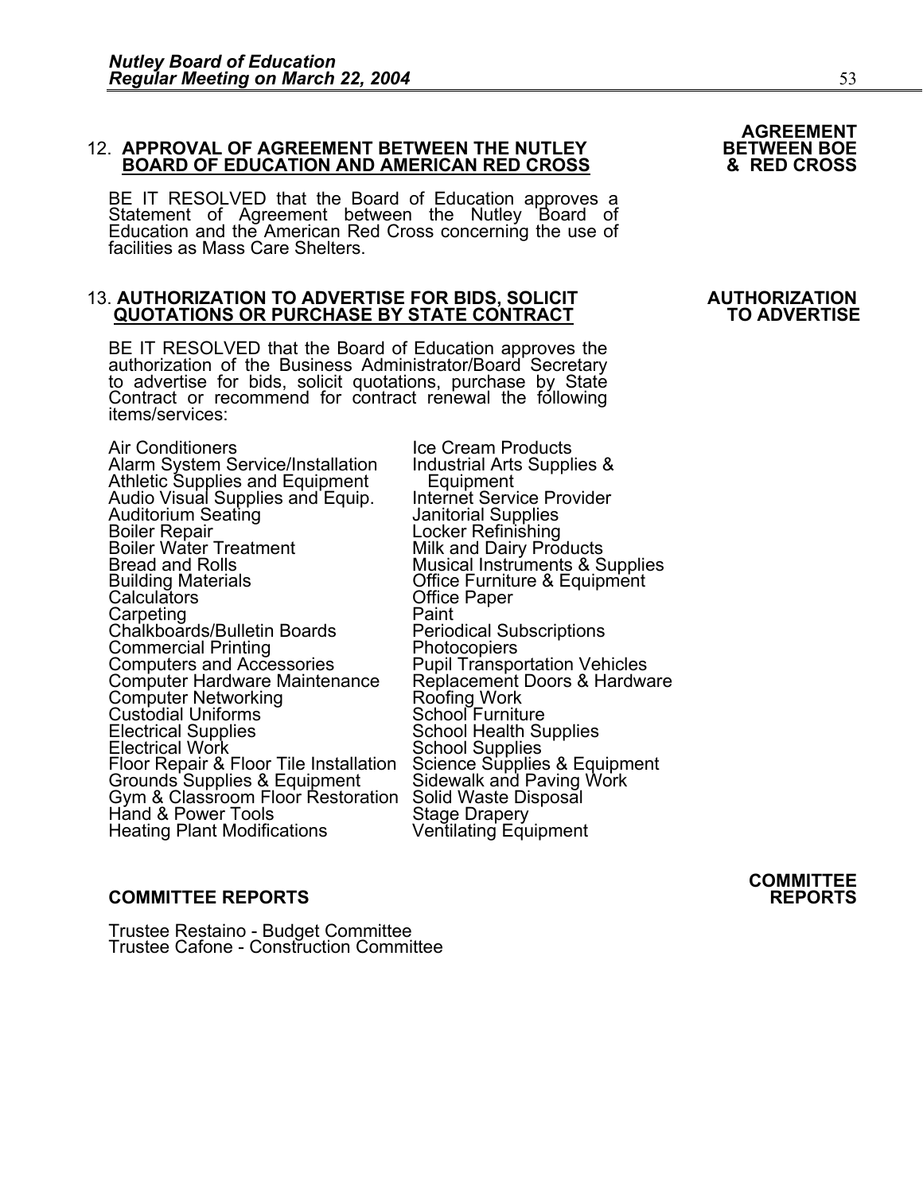**AGREEMENT BETWEEN BOE & RED CROSS**

12. **APPROVAL OF AGREEMENT BETWEEN THE NUTLEY BOARD OF EDUCATION AND AMERICAN RED CROSS**

BE IT RESOLVED that the Board of Education approves a Statement of Agreement between the Nutley Board of Education and the American Red Cross concerning the use of facilities as Mass Care Shelters.

**AUTHORIZATION TO ADVERTISE**

13. **AUTHORIZATION TO ADVERTISE FOR BIDS, SOLICIT QUOTATIONS OR PURCHASE BY STATE CONTRACT**

BE IT RESOLVED that the Board of Education approves the authorization of the Business Administrator/Board Secretary to advertise for bids, solicit quotations, purchase by State Contract or recommend for contract renewal the following items/services:

- Air Conditioners
- Alarm System Service/Installation
- Athletic Supplies and Equipment
- Audio Visual Supplies and Equip.
- Auditorium Seating
- Boiler Repair
- Boiler Water Treatment
- Bread and Rolls
- Building Materials
- Calculators
- Carpeting
- Chalkboards/Bulletin Boards
- Commercial Printing
- Computers and Accessories
- Computer Hardware Maintenance
- Computer Networking
- Custodial Uniforms
- Electrical Supplies
- Electrical Work
- Floor Repair & Floor Tile Installation
- Grounds Supplies & Equipment
- Gym & Classroom Floor Restoration
- Hand & Power Tools
- Heating Plant Modifications
- Ice Cream Products
- Industrial Arts Supplies & Equipment
- Internet Service Provider
- Janitorial Supplies
- Locker Refinishing
- Milk and Dairy Products
- Musical Instruments & Supplies
- Office Furniture & Equipment
- Office Paper
- Paint
- Periodical Subscriptions
- Photocopiers
- Pupil Transportation Vehicles
- Replacement Doors & Hardware
- Roofing Work
- School Furniture
- School Health Supplies
- School Supplies
- Science Supplies & Equipment
- Sidewalk and Paving Work
- Solid Waste Disposal
- Stage Drapery
- Ventilating Equipment

**COMMITTEE REPORTS**

**COMMITTEE REPORTS**

Trustee Restaino - Budget Committee
Trustee Cafone - Construction Committee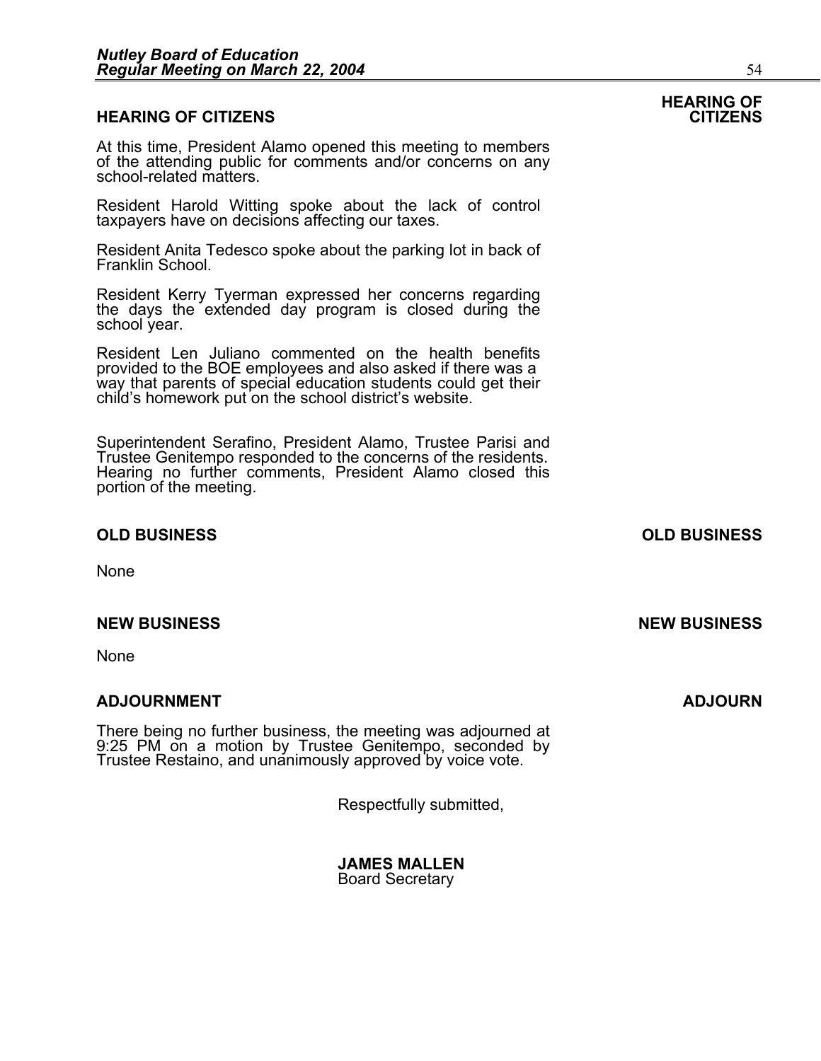## HEARING OF CITIZENS

**HEARING OF CITIZENS**

At this time, President Alamo opened this meeting to members of the attending public for comments and/or concerns on any school-related matters.

Resident Harold Witting spoke about the lack of control taxpayers have on decisions affecting our taxes.

Resident Anita Tedesco spoke about the parking lot in back of Franklin School.

Resident Kerry Tyerman expressed her concerns regarding the days the extended day program is closed during the school year.

Resident Len Juliano commented on the health benefits provided to the BOE employees and also asked if there was a way that parents of special education students could get their child's homework put on the school district's website.

Superintendent Serafino, President Alamo, Trustee Parisi and Trustee Genitempo responded to the concerns of the residents. Hearing no further comments, President Alamo closed this portion of the meeting.

## OLD BUSINESS

**OLD BUSINESS**

None

## NEW BUSINESS

**NEW BUSINESS**

None

## ADJOURNMENT

**ADJOURN**

There being no further business, the meeting was adjourned at 9:25 PM on a motion by Trustee Genitempo, seconded by Trustee Restaino, and unanimously approved by voice vote.

Respectfully submitted,

**JAMES MALLEN**
Board Secretary